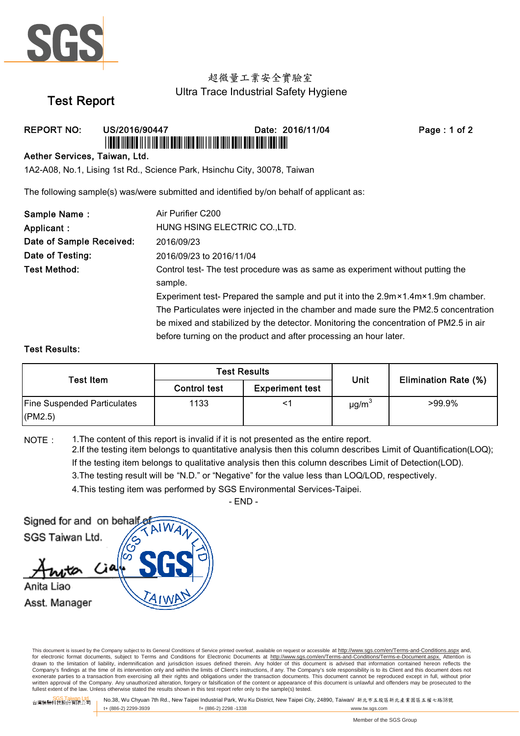SGS

超微量工業安全實驗室

Ultra Trace Industrial Safety Hygiene

# Test Report

**REPORT NO:** US/2016/90447 **Date:** 2016/11/04

**Aether Services, Taiwan, Ltd.**

1A2-A08, No.1, Lising 1st Rd., Science Park, Hsinchu City, 30078, Taiwan

The following sample(s) was/were submitted and identified by/on behalf of applicant as:

**Sample Name :** Air Purifier C200

**Applicant :** HUNG HSING ELECTRIC CO.,LTD.

**Date of Sample Received:** 2016/09/23

**Date of Testing:** 2016/09/23 to 2016/11/04

**Test Method:** Control test- The test procedure was as same as experiment without putting the sample.

Experiment test- Prepared the sample and put it into the 2.9m×1.4m×1.9m chamber. The Particulates were injected in the chamber and made sure the PM2.5 concentration be mixed and stabilized by the detector. Monitoring the concentration of PM2.5 in air before turning on the product and after processing an hour later.

**Test Results:**

| Test Item | Test Results | | Unit | Elimination Rate (%) |
|---|---|---|---|---|
| | Control test | Experiment test | | |
| Fine Suspended Particulates (PM2.5) | 1133 | <1 | $\mu g/m^3$ | >99.9% |

NOTE :
1. The content of this report is invalid if it is not presented as the entire report.
2. If the testing item belongs to quantitative analysis then this column describes Limit of Quantification(LOQ); If the testing item belongs to qualitative analysis then this column describes Limit of Detection(LOD).
3. The testing result will be "N.D." or "Negative" for the value less than LOQ/LOD, respectively.
4. This testing item was performed by SGS Environmental Services-Taipei.

- END -

Signed for and on behalf of
SGS Taiwan Ltd.

Anita Liao
Asst. Manager

This document is issued by the Company subject to its General Conditions of Service printed overleaf, available on request or accessible at http://www.sgs.com/en/Terms-and-Conditions.aspx and, for electronic format documents, subject to Terms and Conditions for Electronic Documents at http://www.sgs.com/en/Terms-and-Conditions/Terms-e-Document.aspx. Attention is drawn to the limitation of liability, indemnification and jurisdiction issues defined therein. Any holder of this document is advised that information contained hereon reflects the Company's findings at the time of its intervention only and within the limits of Client's instructions, if any. The Company's sole responsibility is to its Client and this document does not exonerate parties to a transaction from exercising all their rights and obligations under the transaction documents. This document cannot be reproduced except in full, without prior written approval of the Company. Any unauthorized alteration, forgery or falsification of the content or appearance of this document is unlawful and offenders may be prosecuted to the fullest extent of the law. Unless otherwise stated the results shown in this test report refer only to the sample(s) tested.

SGS Taiwan Ltd. 台灣檢驗科技股份有限公司 No.38, Wu Chyuan 7th Rd., New Taipei Industrial Park, Wu Ku District, New Taipei City, 24890, Taiwan/ 新北市五股區新北產業園區五權七路38號
t+ (886-2) 2299-3939 f+ (886-2) 2298 -1338 www.tw.sgs.com

Member of the SGS Group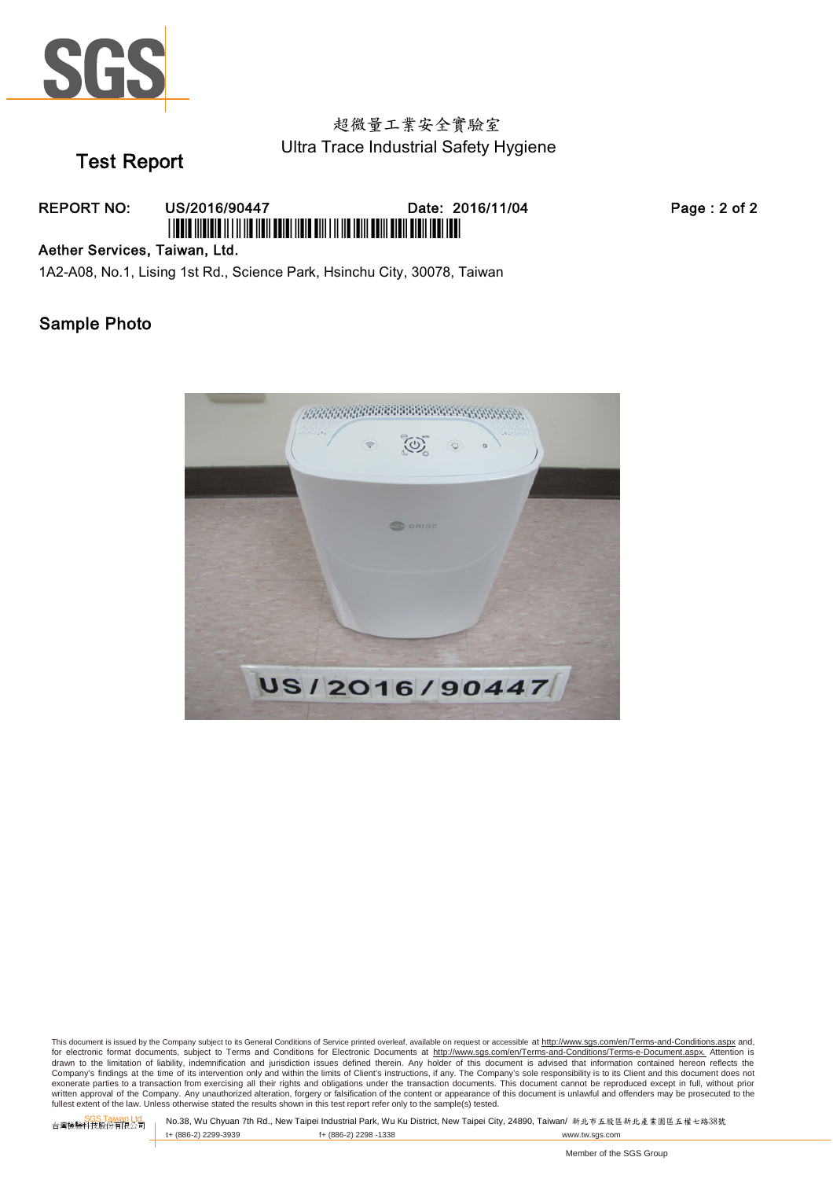超微量工業安全實驗室
Ultra Trace Industrial Safety Hygiene

# Test Report

**REPORT NO:** US/2016/90447 **Date:** 2016/11/04

**Aether Services, Taiwan, Ltd.**

1A2-A08, No.1, Lising 1st Rd., Science Park, Hsinchu City, 30078, Taiwan

## Sample Photo

This document is issued by the Company subject to its General Conditions of Service printed overleaf, available on request or accessible at http://www.sgs.com/en/Terms-and-Conditions.aspx and, for electronic format documents, subject to Terms and Conditions for Electronic Documents at http://www.sgs.com/en/Terms-and-Conditions/Terms-e-Document.aspx. Attention is drawn to the limitation of liability, indemnification and jurisdiction issues defined therein. Any holder of this document is advised that information contained hereon reflects the Company's findings at the time of its intervention only and within the limits of Client's instructions, if any. The Company's sole responsibility is to its Client and this document does not exonerate parties to a transaction from exercising all their rights and obligations under the transaction documents. This document cannot be reproduced except in full, without prior written approval of the Company. Any unauthorized alteration, forgery or falsification of the content or appearance of this document is unlawful and offenders may be prosecuted to the fullest extent of the law. Unless otherwise stated the results shown in this test report refer only to the sample(s) tested.

SGS Taiwan Ltd. 台灣檢驗科技股份有限公司 No.38, Wu Chyuan 7th Rd., New Taipei Industrial Park, Wu Ku District, New Taipei City, 24890, Taiwan/ 新北市五股區新北產業園區五權七路38號 t+ (886-2) 2299-3939 f+ (886-2) 2298 -1338 www.tw.sgs.com

Member of the SGS Group